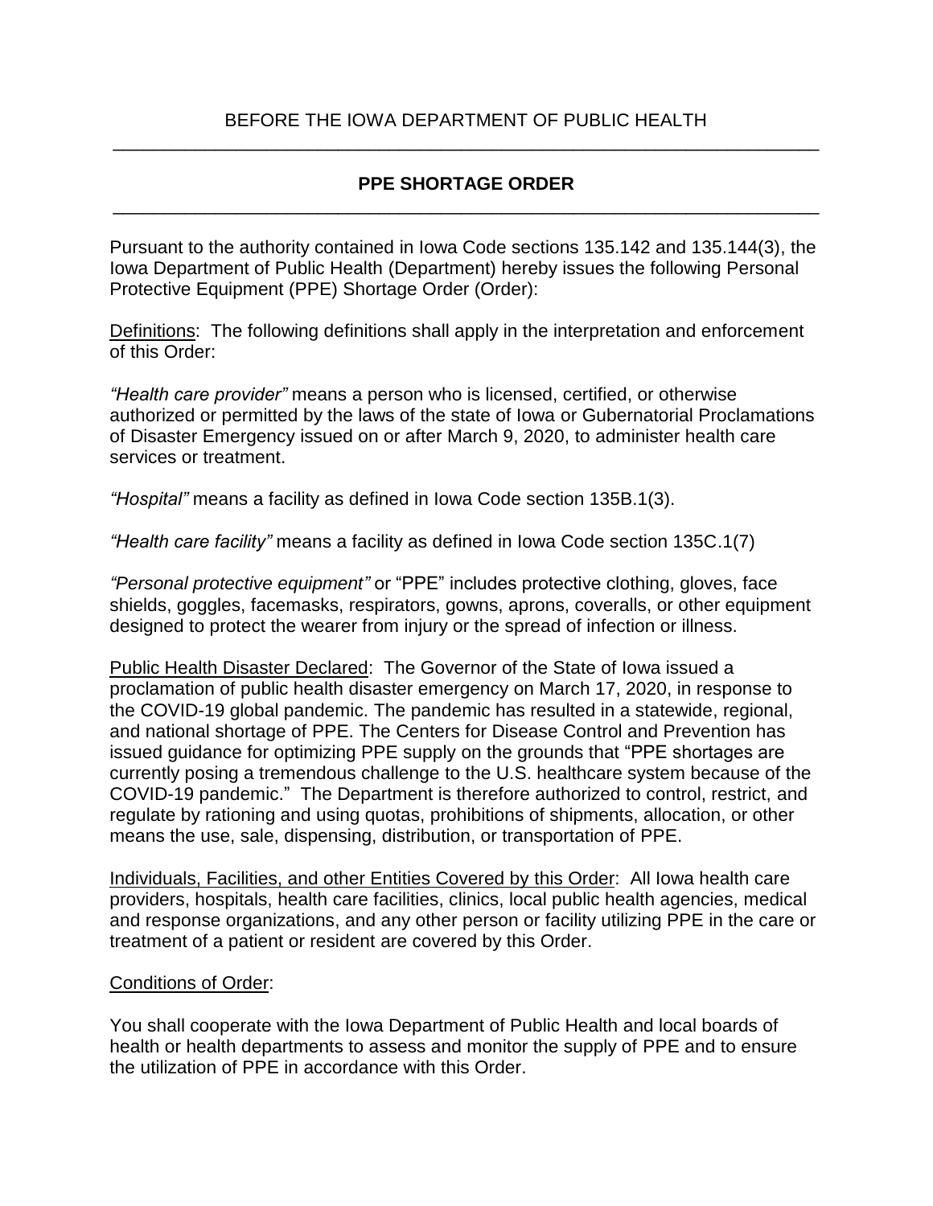BEFORE THE IOWA DEPARTMENT OF PUBLIC HEALTH

---

# PPE SHORTAGE ORDER

---

Pursuant to the authority contained in Iowa Code sections 135.142 and 135.144(3), the Iowa Department of Public Health (Department) hereby issues the following Personal Protective Equipment (PPE) Shortage Order (Order):

Definitions: The following definitions shall apply in the interpretation and enforcement of this Order:

*"Health care provider"* means a person who is licensed, certified, or otherwise authorized or permitted by the laws of the state of Iowa or Gubernatorial Proclamations of Disaster Emergency issued on or after March 9, 2020, to administer health care services or treatment.

*"Hospital"* means a facility as defined in Iowa Code section 135B.1(3).

*"Health care facility"* means a facility as defined in Iowa Code section 135C.1(7)

*"Personal protective equipment"* or "PPE" includes protective clothing, gloves, face shields, goggles, facemasks, respirators, gowns, aprons, coveralls, or other equipment designed to protect the wearer from injury or the spread of infection or illness.

Public Health Disaster Declared: The Governor of the State of Iowa issued a proclamation of public health disaster emergency on March 17, 2020, in response to the COVID-19 global pandemic. The pandemic has resulted in a statewide, regional, and national shortage of PPE. The Centers for Disease Control and Prevention has issued guidance for optimizing PPE supply on the grounds that "PPE shortages are currently posing a tremendous challenge to the U.S. healthcare system because of the COVID-19 pandemic." The Department is therefore authorized to control, restrict, and regulate by rationing and using quotas, prohibitions of shipments, allocation, or other means the use, sale, dispensing, distribution, or transportation of PPE.

Individuals, Facilities, and other Entities Covered by this Order: All Iowa health care providers, hospitals, health care facilities, clinics, local public health agencies, medical and response organizations, and any other person or facility utilizing PPE in the care or treatment of a patient or resident are covered by this Order.

Conditions of Order:

You shall cooperate with the Iowa Department of Public Health and local boards of health or health departments to assess and monitor the supply of PPE and to ensure the utilization of PPE in accordance with this Order.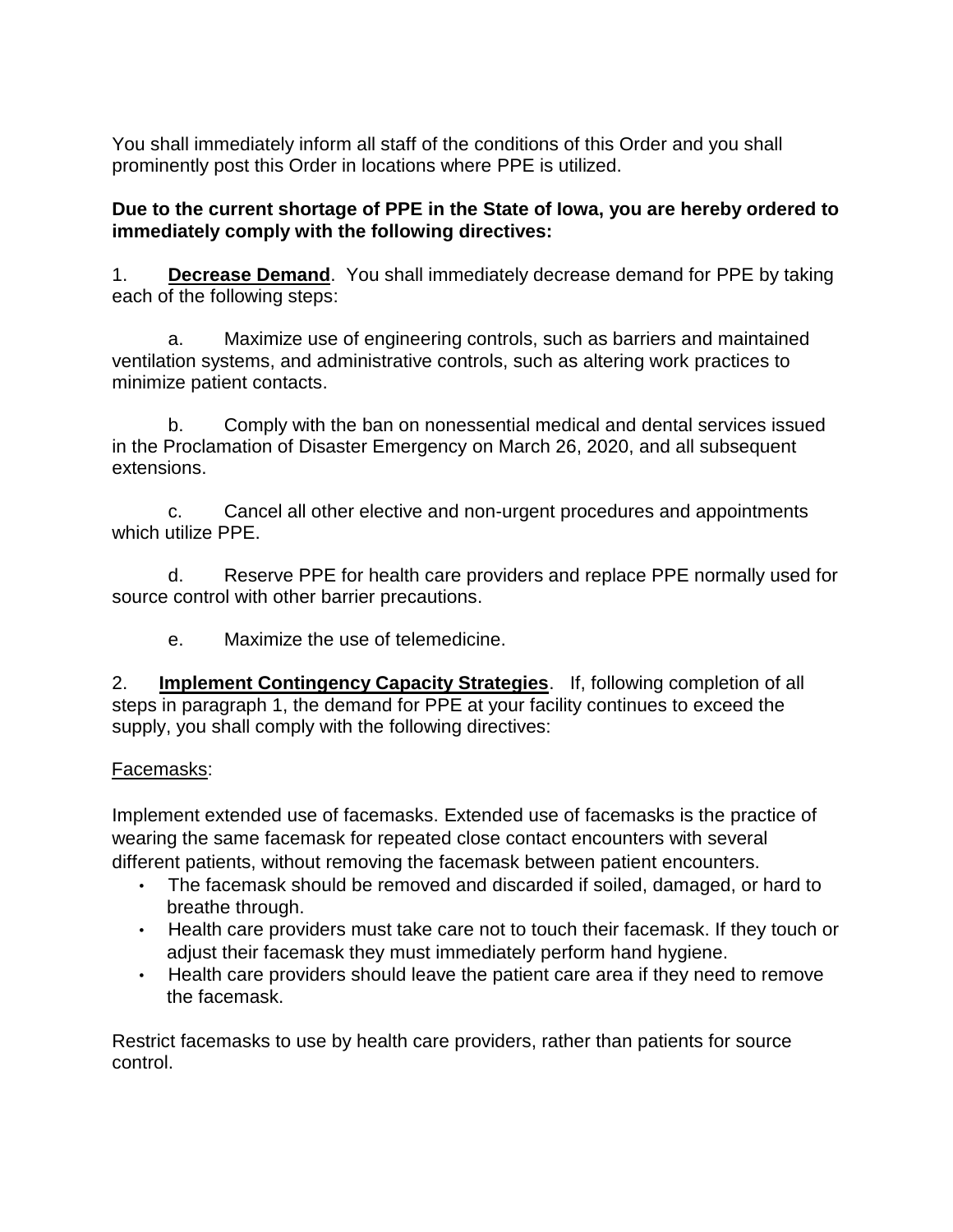You shall immediately inform all staff of the conditions of this Order and you shall prominently post this Order in locations where PPE is utilized.

**Due to the current shortage of PPE in the State of Iowa, you are hereby ordered to immediately comply with the following directives:**

1. **<u>Decrease Demand</u>**. You shall immediately decrease demand for PPE by taking each of the following steps:

   a. Maximize use of engineering controls, such as barriers and maintained ventilation systems, and administrative controls, such as altering work practices to minimize patient contacts.

   b. Comply with the ban on nonessential medical and dental services issued in the Proclamation of Disaster Emergency on March 26, 2020, and all subsequent extensions.

   c. Cancel all other elective and non-urgent procedures and appointments which utilize PPE.

   d. Reserve PPE for health care providers and replace PPE normally used for source control with other barrier precautions.

   e. Maximize the use of telemedicine.

2. **<u>Implement Contingency Capacity Strategies</u>**. If, following completion of all steps in paragraph 1, the demand for PPE at your facility continues to exceed the supply, you shall comply with the following directives:

<u>Facemasks</u>:

Implement extended use of facemasks. Extended use of facemasks is the practice of wearing the same facemask for repeated close contact encounters with several different patients, without removing the facemask between patient encounters.

- The facemask should be removed and discarded if soiled, damaged, or hard to breathe through.
- Health care providers must take care not to touch their facemask. If they touch or adjust their facemask they must immediately perform hand hygiene.
- Health care providers should leave the patient care area if they need to remove the facemask.

Restrict facemasks to use by health care providers, rather than patients for source control.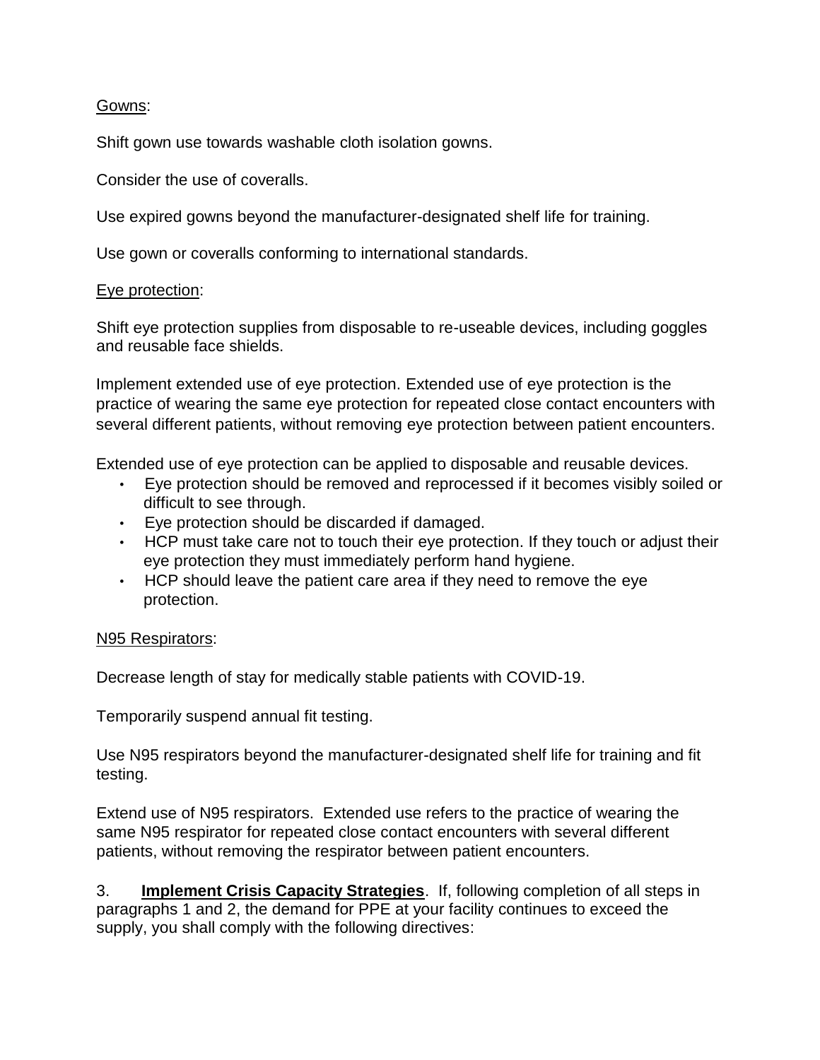Gowns:

Shift gown use towards washable cloth isolation gowns.

Consider the use of coveralls.

Use expired gowns beyond the manufacturer-designated shelf life for training.

Use gown or coveralls conforming to international standards.

Eye protection:

Shift eye protection supplies from disposable to re-useable devices, including goggles and reusable face shields.

Implement extended use of eye protection. Extended use of eye protection is the practice of wearing the same eye protection for repeated close contact encounters with several different patients, without removing eye protection between patient encounters.

Extended use of eye protection can be applied to disposable and reusable devices.

- Eye protection should be removed and reprocessed if it becomes visibly soiled or difficult to see through.
- Eye protection should be discarded if damaged.
- HCP must take care not to touch their eye protection. If they touch or adjust their eye protection they must immediately perform hand hygiene.
- HCP should leave the patient care area if they need to remove the eye protection.

N95 Respirators:

Decrease length of stay for medically stable patients with COVID-19.

Temporarily suspend annual fit testing.

Use N95 respirators beyond the manufacturer-designated shelf life for training and fit testing.

Extend use of N95 respirators. Extended use refers to the practice of wearing the same N95 respirator for repeated close contact encounters with several different patients, without removing the respirator between patient encounters.

3. **Implement Crisis Capacity Strategies**. If, following completion of all steps in paragraphs 1 and 2, the demand for PPE at your facility continues to exceed the supply, you shall comply with the following directives: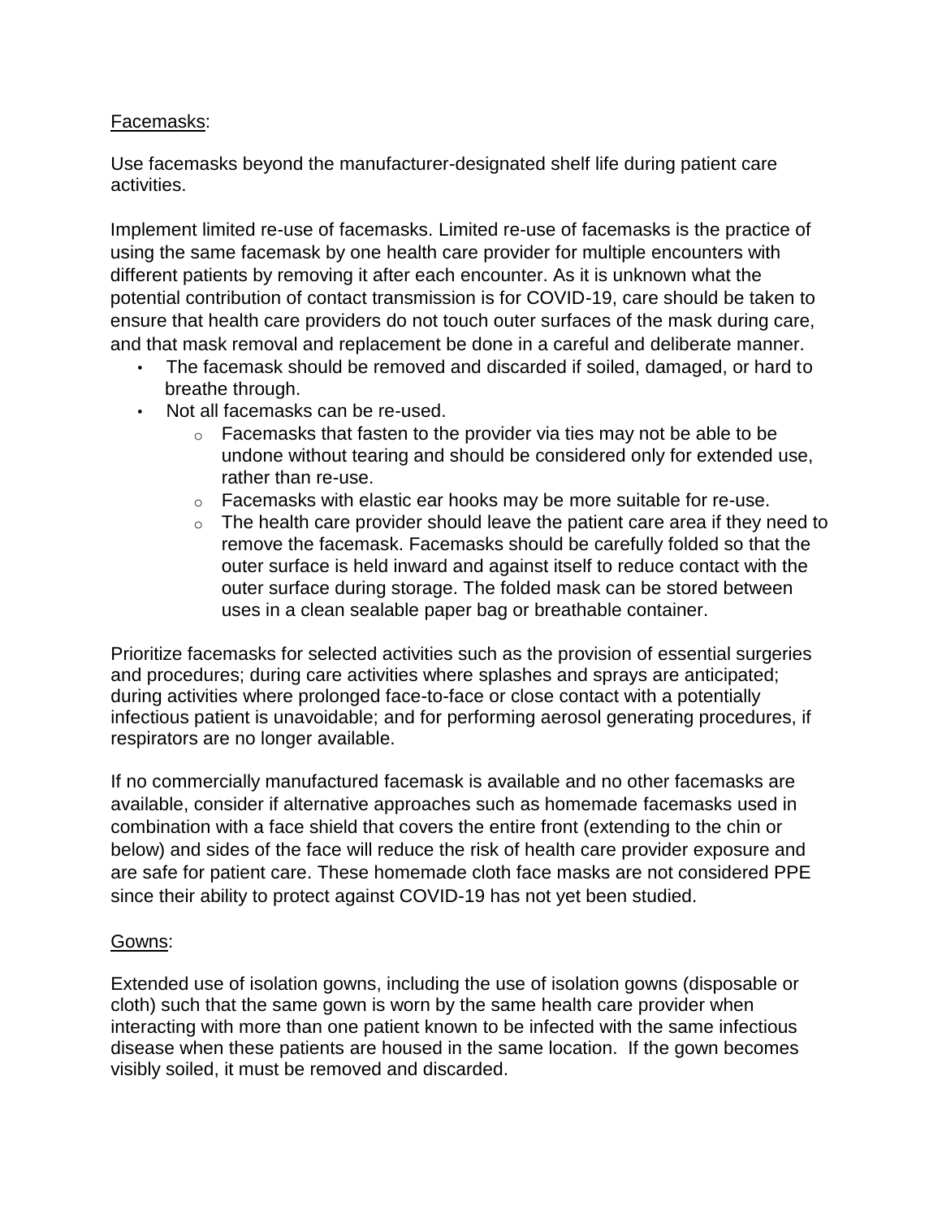Facemasks:

Use facemasks beyond the manufacturer-designated shelf life during patient care activities.

Implement limited re-use of facemasks. Limited re-use of facemasks is the practice of using the same facemask by one health care provider for multiple encounters with different patients by removing it after each encounter. As it is unknown what the potential contribution of contact transmission is for COVID-19, care should be taken to ensure that health care providers do not touch outer surfaces of the mask during care, and that mask removal and replacement be done in a careful and deliberate manner.

- The facemask should be removed and discarded if soiled, damaged, or hard to breathe through.
- Not all facemasks can be re-used.
  - Facemasks that fasten to the provider via ties may not be able to be undone without tearing and should be considered only for extended use, rather than re-use.
  - Facemasks with elastic ear hooks may be more suitable for re-use.
  - The health care provider should leave the patient care area if they need to remove the facemask. Facemasks should be carefully folded so that the outer surface is held inward and against itself to reduce contact with the outer surface during storage. The folded mask can be stored between uses in a clean sealable paper bag or breathable container.

Prioritize facemasks for selected activities such as the provision of essential surgeries and procedures; during care activities where splashes and sprays are anticipated; during activities where prolonged face-to-face or close contact with a potentially infectious patient is unavoidable; and for performing aerosol generating procedures, if respirators are no longer available.

If no commercially manufactured facemask is available and no other facemasks are available, consider if alternative approaches such as homemade facemasks used in combination with a face shield that covers the entire front (extending to the chin or below) and sides of the face will reduce the risk of health care provider exposure and are safe for patient care. These homemade cloth face masks are not considered PPE since their ability to protect against COVID-19 has not yet been studied.

Gowns:

Extended use of isolation gowns, including the use of isolation gowns (disposable or cloth) such that the same gown is worn by the same health care provider when interacting with more than one patient known to be infected with the same infectious disease when these patients are housed in the same location. If the gown becomes visibly soiled, it must be removed and discarded.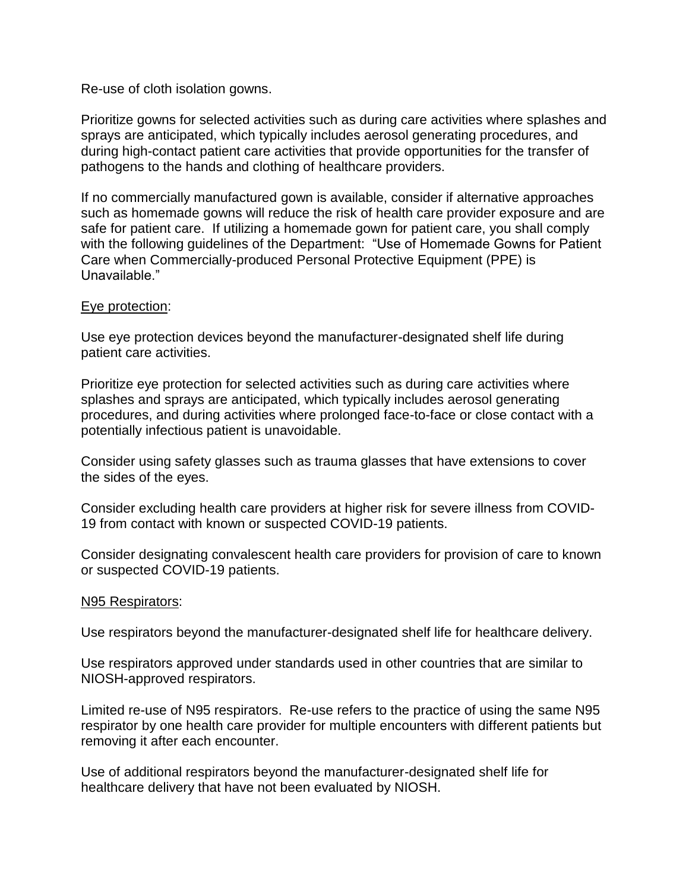Re-use of cloth isolation gowns.

Prioritize gowns for selected activities such as during care activities where splashes and sprays are anticipated, which typically includes aerosol generating procedures, and during high-contact patient care activities that provide opportunities for the transfer of pathogens to the hands and clothing of healthcare providers.

If no commercially manufactured gown is available, consider if alternative approaches such as homemade gowns will reduce the risk of health care provider exposure and are safe for patient care. If utilizing a homemade gown for patient care, you shall comply with the following guidelines of the Department: "Use of Homemade Gowns for Patient Care when Commercially-produced Personal Protective Equipment (PPE) is Unavailable."

<u>Eye protection</u>:

Use eye protection devices beyond the manufacturer-designated shelf life during patient care activities.

Prioritize eye protection for selected activities such as during care activities where splashes and sprays are anticipated, which typically includes aerosol generating procedures, and during activities where prolonged face-to-face or close contact with a potentially infectious patient is unavoidable.

Consider using safety glasses such as trauma glasses that have extensions to cover the sides of the eyes.

Consider excluding health care providers at higher risk for severe illness from COVID-19 from contact with known or suspected COVID-19 patients.

Consider designating convalescent health care providers for provision of care to known or suspected COVID-19 patients.

<u>N95 Respirators</u>:

Use respirators beyond the manufacturer-designated shelf life for healthcare delivery.

Use respirators approved under standards used in other countries that are similar to NIOSH-approved respirators.

Limited re-use of N95 respirators. Re-use refers to the practice of using the same N95 respirator by one health care provider for multiple encounters with different patients but removing it after each encounter.

Use of additional respirators beyond the manufacturer-designated shelf life for healthcare delivery that have not been evaluated by NIOSH.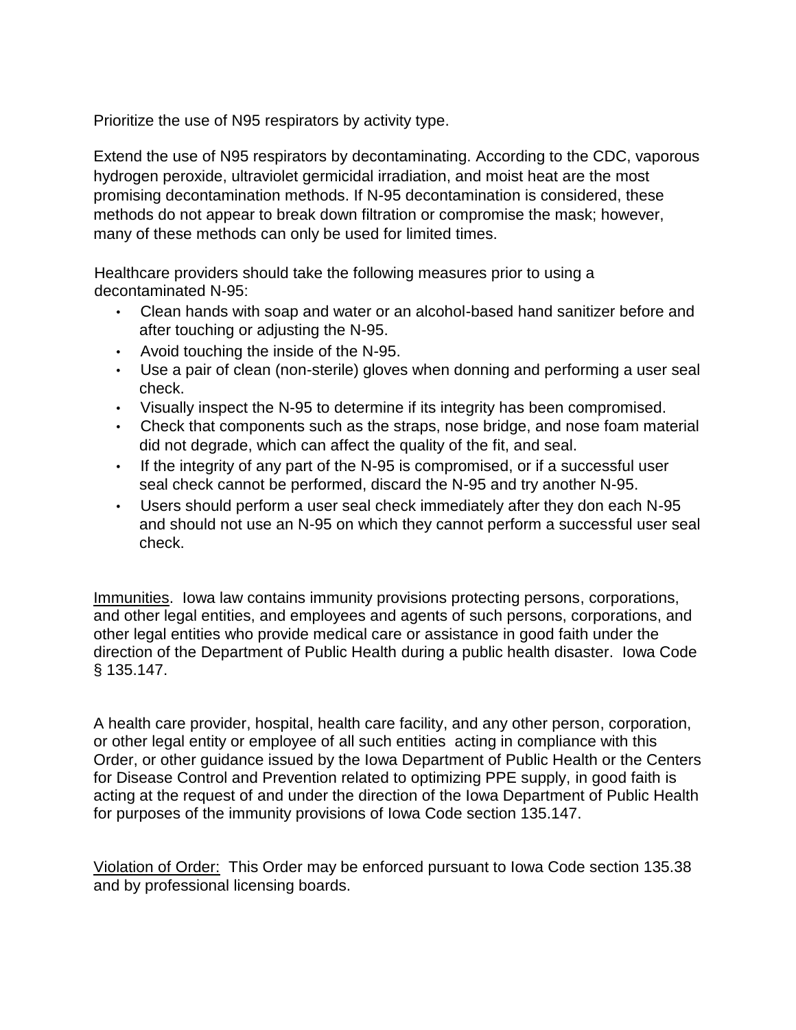Prioritize the use of N95 respirators by activity type.

Extend the use of N95 respirators by decontaminating. According to the CDC, vaporous hydrogen peroxide, ultraviolet germicidal irradiation, and moist heat are the most promising decontamination methods. If N-95 decontamination is considered, these methods do not appear to break down filtration or compromise the mask; however, many of these methods can only be used for limited times.

Healthcare providers should take the following measures prior to using a decontaminated N-95:

- Clean hands with soap and water or an alcohol-based hand sanitizer before and after touching or adjusting the N-95.
- Avoid touching the inside of the N-95.
- Use a pair of clean (non-sterile) gloves when donning and performing a user seal check.
- Visually inspect the N-95 to determine if its integrity has been compromised.
- Check that components such as the straps, nose bridge, and nose foam material did not degrade, which can affect the quality of the fit, and seal.
- If the integrity of any part of the N-95 is compromised, or if a successful user seal check cannot be performed, discard the N-95 and try another N-95.
- Users should perform a user seal check immediately after they don each N-95 and should not use an N-95 on which they cannot perform a successful user seal check.

Immunities. Iowa law contains immunity provisions protecting persons, corporations, and other legal entities, and employees and agents of such persons, corporations, and other legal entities who provide medical care or assistance in good faith under the direction of the Department of Public Health during a public health disaster. Iowa Code § 135.147.

A health care provider, hospital, health care facility, and any other person, corporation, or other legal entity or employee of all such entities acting in compliance with this Order, or other guidance issued by the Iowa Department of Public Health or the Centers for Disease Control and Prevention related to optimizing PPE supply, in good faith is acting at the request of and under the direction of the Iowa Department of Public Health for purposes of the immunity provisions of Iowa Code section 135.147.

Violation of Order: This Order may be enforced pursuant to Iowa Code section 135.38 and by professional licensing boards.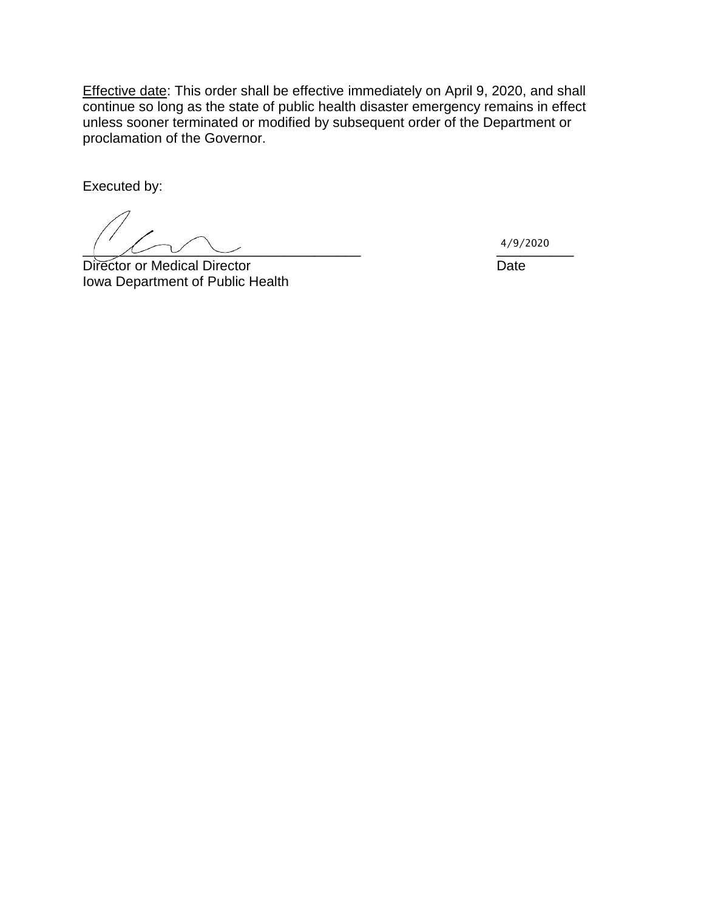<u>Effective date</u>: This order shall be effective immediately on April 9, 2020, and shall continue so long as the state of public health disaster emergency remains in effect unless sooner terminated or modified by subsequent order of the Department or proclamation of the Governor.

Executed by:

_____________________________________ 4/9/2020

Director or Medical Director Date

Iowa Department of Public Health